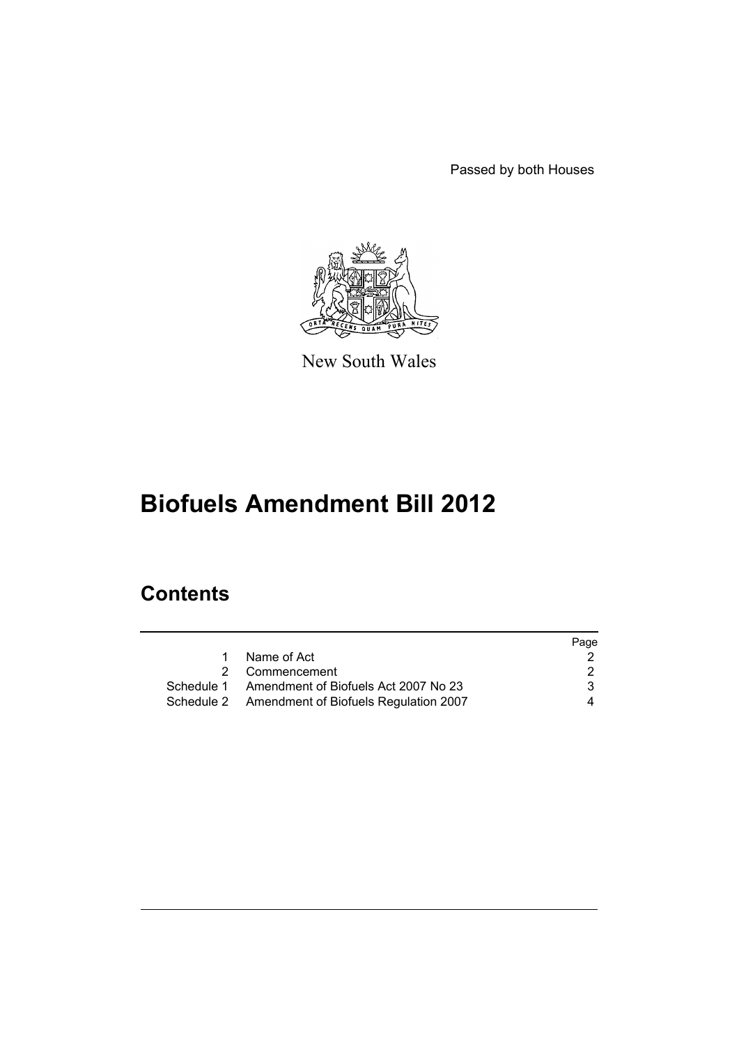Passed by both Houses

New South Wales

# Biofuels Amendment Bill 2012

## Contents

| | | Page |
|---|---|---|
| 1 | Name of Act | 2 |
| 2 | Commencement | 2 |
| Schedule 1 | Amendment of Biofuels Act 2007 No 23 | 3 |
| Schedule 2 | Amendment of Biofuels Regulation 2007 | 4 |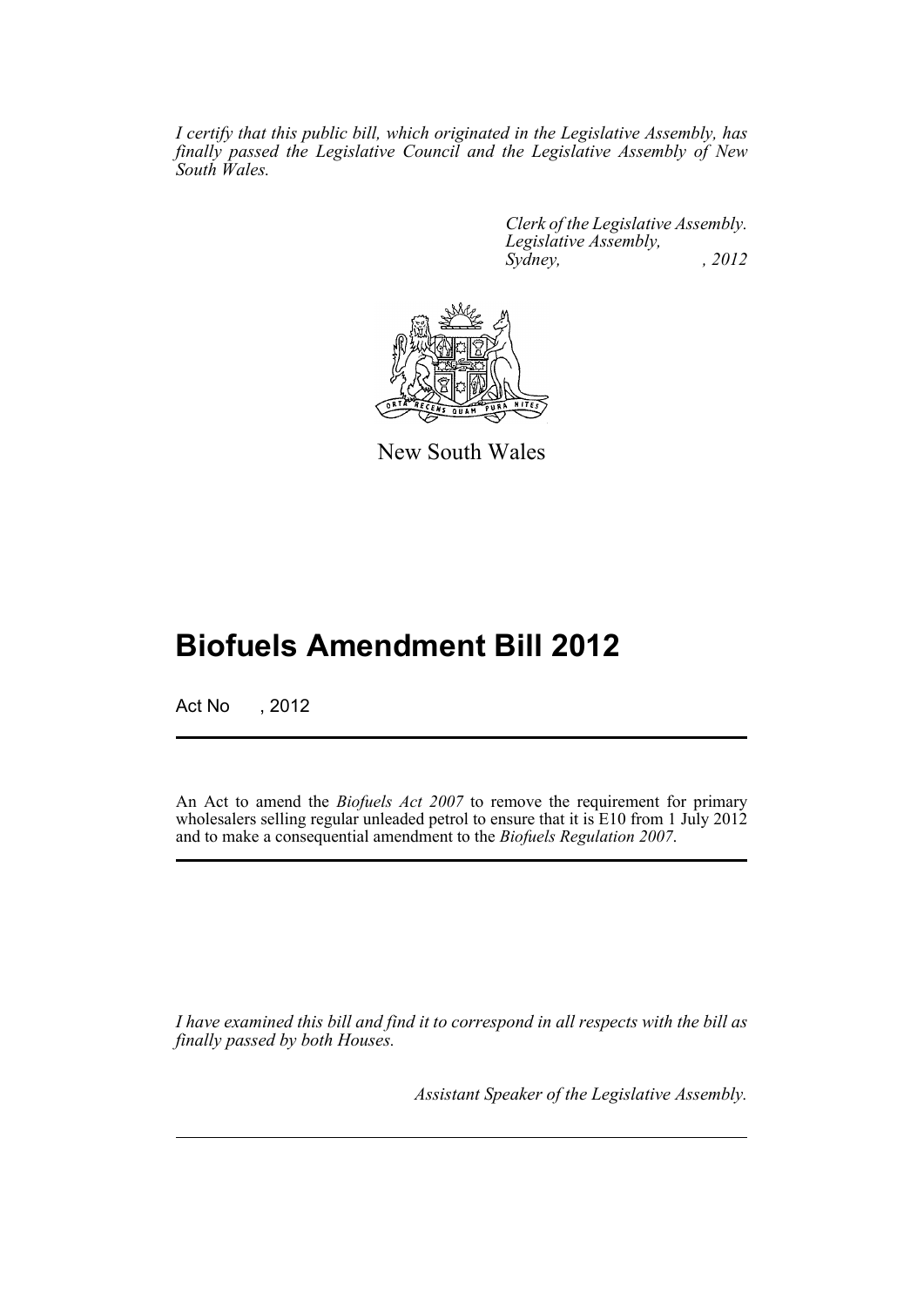*I certify that this public bill, which originated in the Legislative Assembly, has finally passed the Legislative Council and the Legislative Assembly of New South Wales.*

*Clerk of the Legislative Assembly.*
*Legislative Assembly,*
*Sydney, , 2012*

New South Wales

# Biofuels Amendment Bill 2012

Act No , 2012

An Act to amend the *Biofuels Act 2007* to remove the requirement for primary wholesalers selling regular unleaded petrol to ensure that it is E10 from 1 July 2012 and to make a consequential amendment to the *Biofuels Regulation 2007*.

*I have examined this bill and find it to correspond in all respects with the bill as finally passed by both Houses.*

*Assistant Speaker of the Legislative Assembly.*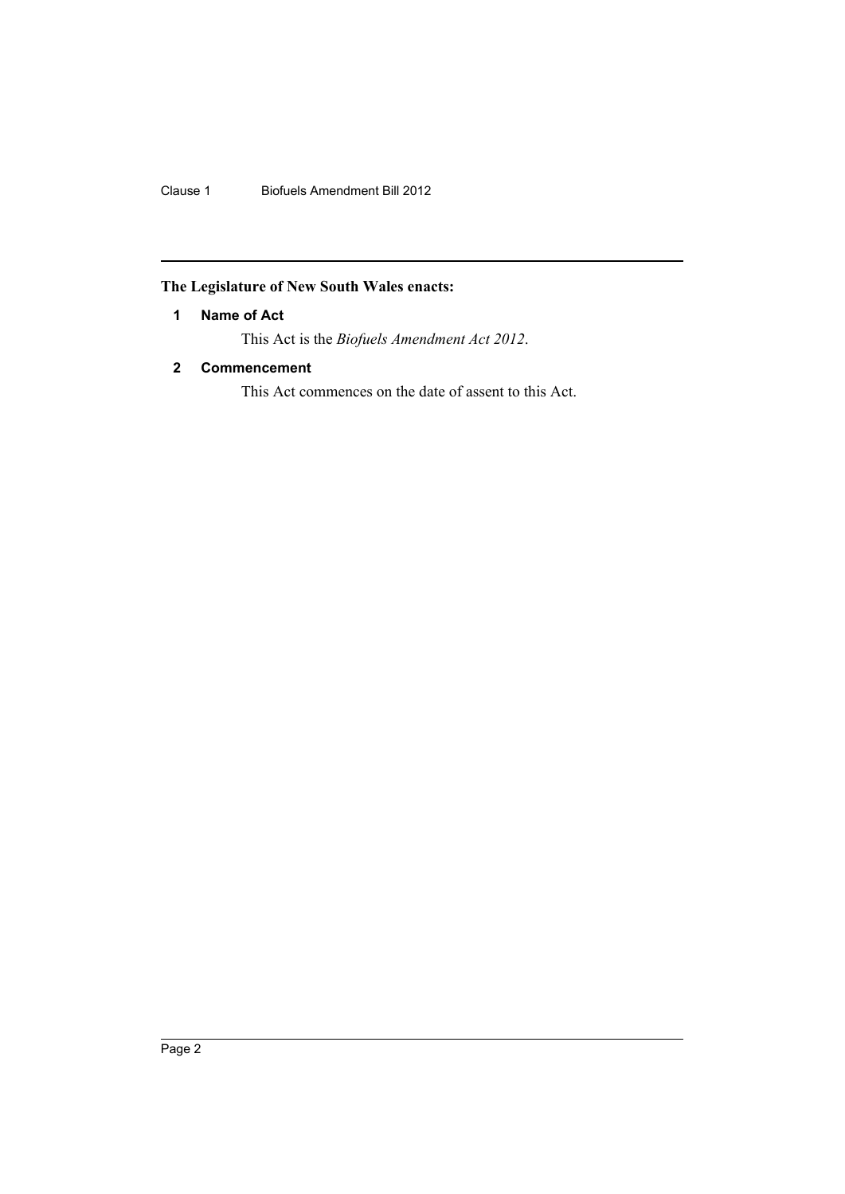**The Legislature of New South Wales enacts:**

### 1 Name of Act

This Act is the *Biofuels Amendment Act 2012*.

### 2 Commencement

This Act commences on the date of assent to this Act.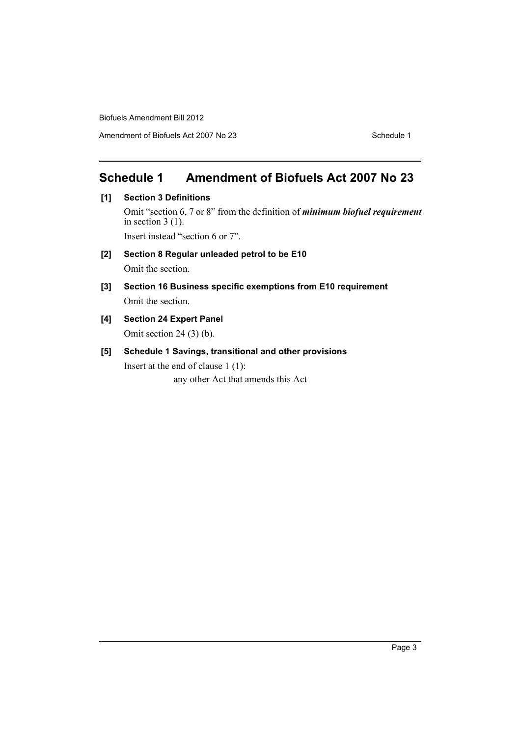# Schedule 1 Amendment of Biofuels Act 2007 No 23

**[1] Section 3 Definitions**

Omit "section 6, 7 or 8" from the definition of ***minimum biofuel requirement*** in section 3 (1).

Insert instead "section 6 or 7".

**[2] Section 8 Regular unleaded petrol to be E10**

Omit the section.

**[3] Section 16 Business specific exemptions from E10 requirement**

Omit the section.

**[4] Section 24 Expert Panel**

Omit section 24 (3) (b).

**[5] Schedule 1 Savings, transitional and other provisions**

Insert at the end of clause 1 (1):

any other Act that amends this Act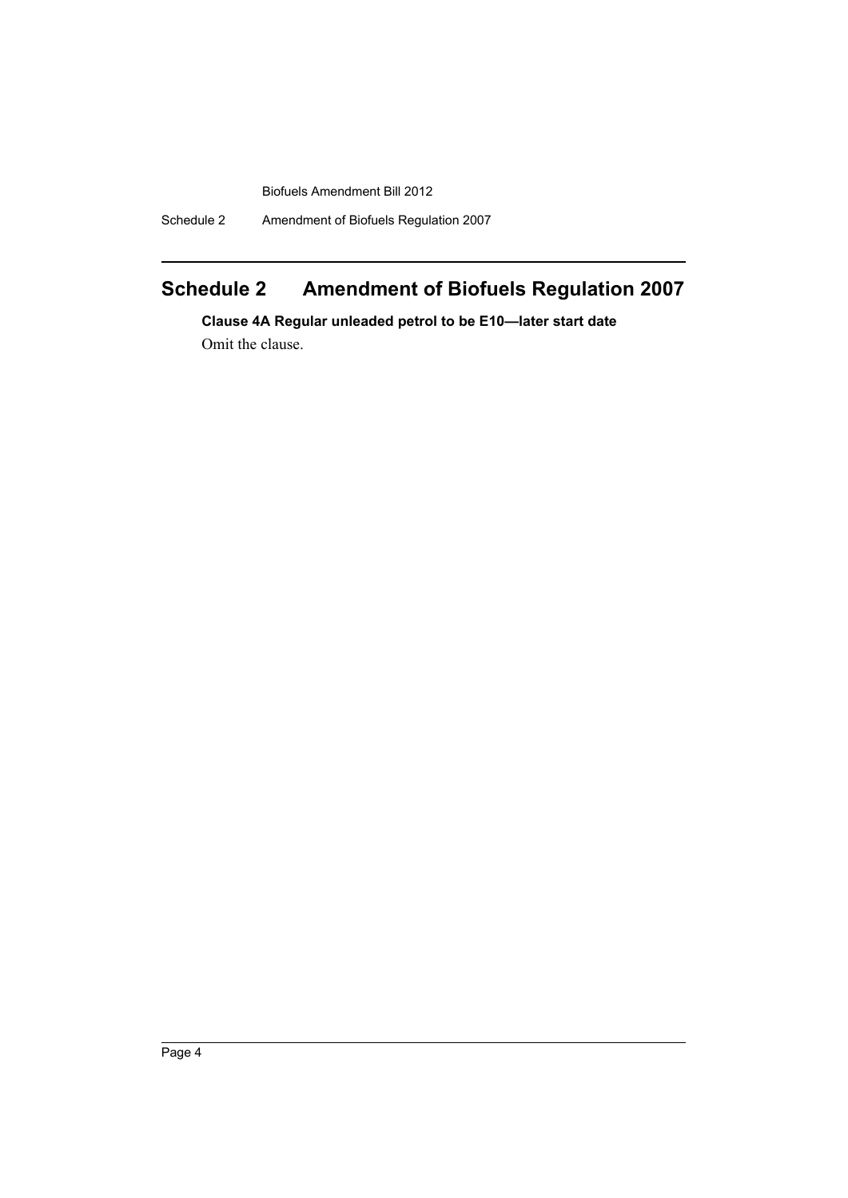# Schedule 2 Amendment of Biofuels Regulation 2007

**Clause 4A Regular unleaded petrol to be E10—later start date**

Omit the clause.